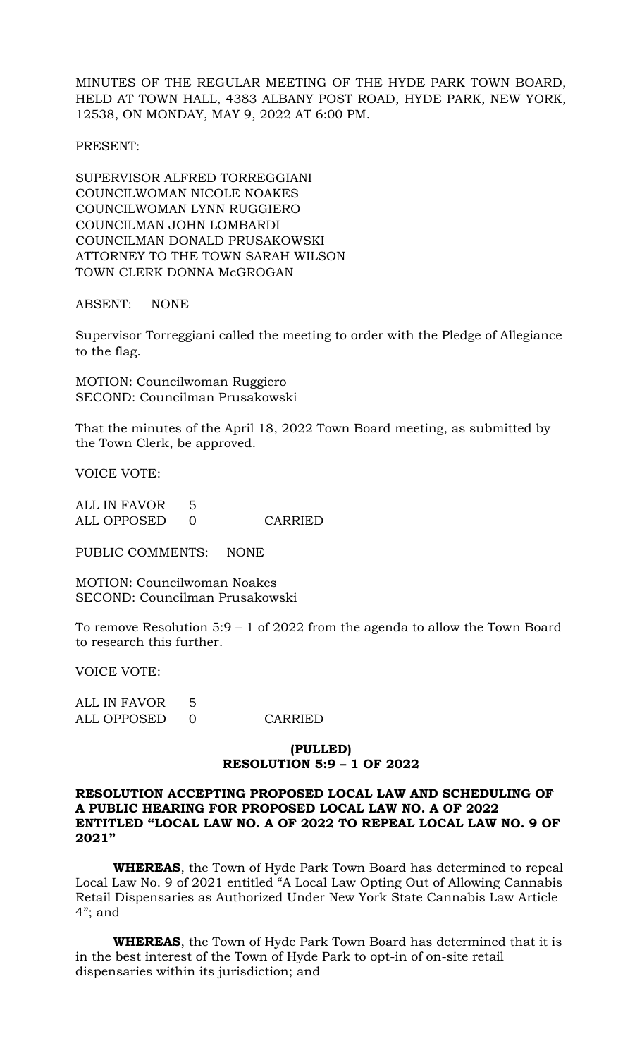MINUTES OF THE REGULAR MEETING OF THE HYDE PARK TOWN BOARD, HELD AT TOWN HALL, 4383 ALBANY POST ROAD, HYDE PARK, NEW YORK, 12538, ON MONDAY, MAY 9, 2022 AT 6:00 PM.

PRESENT:

SUPERVISOR ALFRED TORREGGIANI
COUNCILWOMAN NICOLE NOAKES
COUNCILWOMAN LYNN RUGGIERO
COUNCILMAN JOHN LOMBARDI
COUNCILMAN DONALD PRUSAKOWSKI
ATTORNEY TO THE TOWN SARAH WILSON
TOWN CLERK DONNA McGROGAN

ABSENT: NONE

Supervisor Torreggiani called the meeting to order with the Pledge of Allegiance to the flag.

MOTION: Councilwoman Ruggiero
SECOND: Councilman Prusakowski

That the minutes of the April 18, 2022 Town Board meeting, as submitted by the Town Clerk, be approved.

VOICE VOTE:

ALL IN FAVOR 5
ALL OPPOSED 0 CARRIED

PUBLIC COMMENTS: NONE

MOTION: Councilwoman Noakes
SECOND: Councilman Prusakowski

To remove Resolution 5:9 – 1 of 2022 from the agenda to allow the Town Board to research this further.

VOICE VOTE:

ALL IN FAVOR 5
ALL OPPOSED 0 CARRIED

**(PULLED)**
**RESOLUTION 5:9 – 1 OF 2022**

**RESOLUTION ACCEPTING PROPOSED LOCAL LAW AND SCHEDULING OF A PUBLIC HEARING FOR PROPOSED LOCAL LAW NO. A OF 2022 ENTITLED "LOCAL LAW NO. A OF 2022 TO REPEAL LOCAL LAW NO. 9 OF 2021"**

**WHEREAS**, the Town of Hyde Park Town Board has determined to repeal Local Law No. 9 of 2021 entitled "A Local Law Opting Out of Allowing Cannabis Retail Dispensaries as Authorized Under New York State Cannabis Law Article 4"; and

**WHEREAS**, the Town of Hyde Park Town Board has determined that it is in the best interest of the Town of Hyde Park to opt-in of on-site retail dispensaries within its jurisdiction; and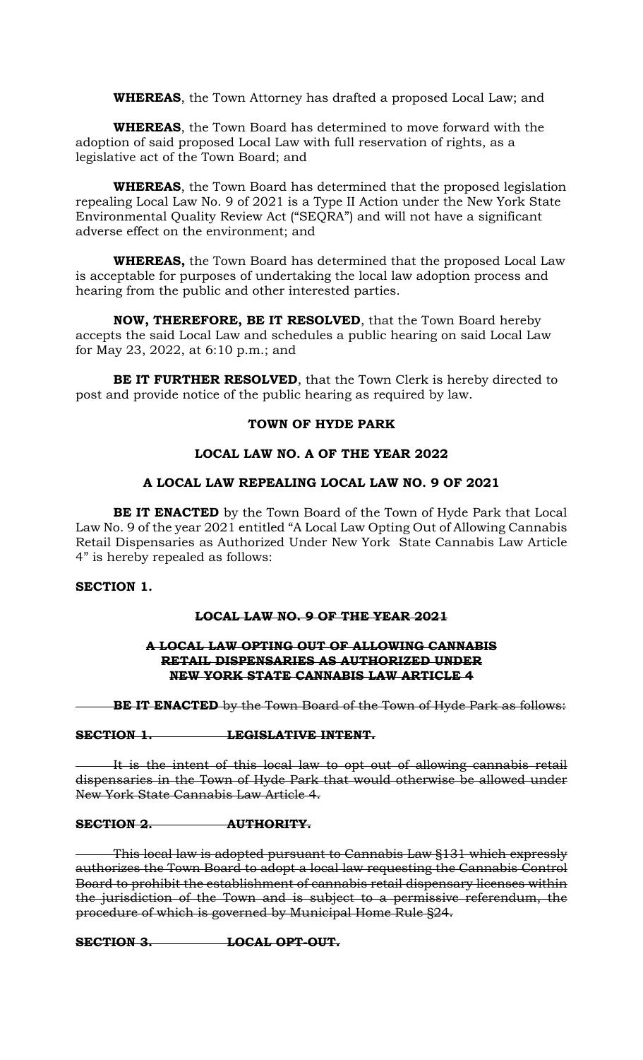**WHEREAS**, the Town Attorney has drafted a proposed Local Law; and

**WHEREAS**, the Town Board has determined to move forward with the adoption of said proposed Local Law with full reservation of rights, as a legislative act of the Town Board; and

**WHEREAS**, the Town Board has determined that the proposed legislation repealing Local Law No. 9 of 2021 is a Type II Action under the New York State Environmental Quality Review Act ("SEQRA") and will not have a significant adverse effect on the environment; and

**WHEREAS,** the Town Board has determined that the proposed Local Law is acceptable for purposes of undertaking the local law adoption process and hearing from the public and other interested parties.

**NOW, THEREFORE, BE IT RESOLVED**, that the Town Board hereby accepts the said Local Law and schedules a public hearing on said Local Law for May 23, 2022, at 6:10 p.m.; and

**BE IT FURTHER RESOLVED**, that the Town Clerk is hereby directed to post and provide notice of the public hearing as required by law.

**TOWN OF HYDE PARK**

**LOCAL LAW NO. A OF THE YEAR 2022**

**A LOCAL LAW REPEALING LOCAL LAW NO. 9 OF 2021**

**BE IT ENACTED** by the Town Board of the Town of Hyde Park that Local Law No. 9 of the year 2021 entitled "A Local Law Opting Out of Allowing Cannabis Retail Dispensaries as Authorized Under New York State Cannabis Law Article 4" is hereby repealed as follows:

**SECTION 1.**

~~**LOCAL LAW NO. 9 OF THE YEAR 2021**~~

~~**A LOCAL LAW OPTING OUT OF ALLOWING CANNABIS RETAIL DISPENSARIES AS AUTHORIZED UNDER NEW YORK STATE CANNABIS LAW ARTICLE 4**~~

~~**BE IT ENACTED** by the Town Board of the Town of Hyde Park as follows:~~

~~**SECTION 1. LEGISLATIVE INTENT.**~~

~~It is the intent of this local law to opt out of allowing cannabis retail dispensaries in the Town of Hyde Park that would otherwise be allowed under New York State Cannabis Law Article 4.~~

~~**SECTION 2. AUTHORITY.**~~

~~This local law is adopted pursuant to Cannabis Law §131 which expressly authorizes the Town Board to adopt a local law requesting the Cannabis Control Board to prohibit the establishment of cannabis retail dispensary licenses within the jurisdiction of the Town and is subject to a permissive referendum, the procedure of which is governed by Municipal Home Rule §24.~~

~~**SECTION 3. LOCAL OPT-OUT.**~~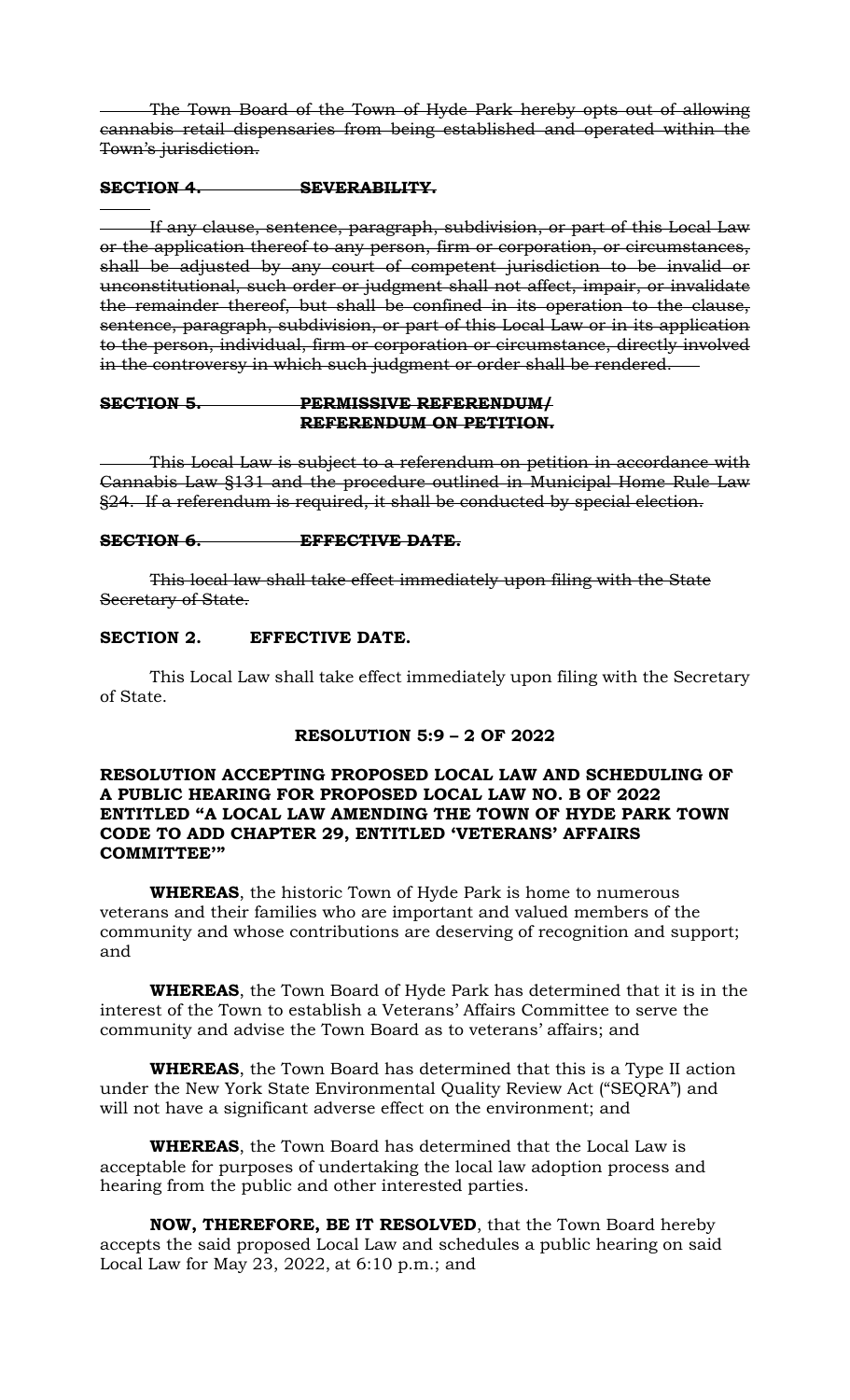~~The Town Board of the Town of Hyde Park hereby opts out of allowing cannabis retail dispensaries from being established and operated within the Town's jurisdiction.~~

**~~SECTION 4. SEVERABILITY.~~**

~~If any clause, sentence, paragraph, subdivision, or part of this Local Law or the application thereof to any person, firm or corporation, or circumstances, shall be adjusted by any court of competent jurisdiction to be invalid or unconstitutional, such order or judgment shall not affect, impair, or invalidate the remainder thereof, but shall be confined in its operation to the clause, sentence, paragraph, subdivision, or part of this Local Law or in its application to the person, individual, firm or corporation or circumstance, directly involved in the controversy in which such judgment or order shall be rendered.~~

**~~SECTION 5. PERMISSIVE REFERENDUM/ REFERENDUM ON PETITION.~~**

~~This Local Law is subject to a referendum on petition in accordance with Cannabis Law §131 and the procedure outlined in Municipal Home Rule Law §24. If a referendum is required, it shall be conducted by special election.~~

**~~SECTION 6. EFFECTIVE DATE.~~**

~~This local law shall take effect immediately upon filing with the State Secretary of State.~~

**SECTION 2. EFFECTIVE DATE.**

This Local Law shall take effect immediately upon filing with the Secretary of State.

**RESOLUTION 5:9 – 2 OF 2022**

**RESOLUTION ACCEPTING PROPOSED LOCAL LAW AND SCHEDULING OF A PUBLIC HEARING FOR PROPOSED LOCAL LAW NO. B OF 2022 ENTITLED "A LOCAL LAW AMENDING THE TOWN OF HYDE PARK TOWN CODE TO ADD CHAPTER 29, ENTITLED 'VETERANS' AFFAIRS COMMITTEE'"**

**WHEREAS**, the historic Town of Hyde Park is home to numerous veterans and their families who are important and valued members of the community and whose contributions are deserving of recognition and support; and

**WHEREAS**, the Town Board of Hyde Park has determined that it is in the interest of the Town to establish a Veterans' Affairs Committee to serve the community and advise the Town Board as to veterans' affairs; and

**WHEREAS**, the Town Board has determined that this is a Type II action under the New York State Environmental Quality Review Act ("SEQRA") and will not have a significant adverse effect on the environment; and

**WHEREAS**, the Town Board has determined that the Local Law is acceptable for purposes of undertaking the local law adoption process and hearing from the public and other interested parties.

**NOW, THEREFORE, BE IT RESOLVED**, that the Town Board hereby accepts the said proposed Local Law and schedules a public hearing on said Local Law for May 23, 2022, at 6:10 p.m.; and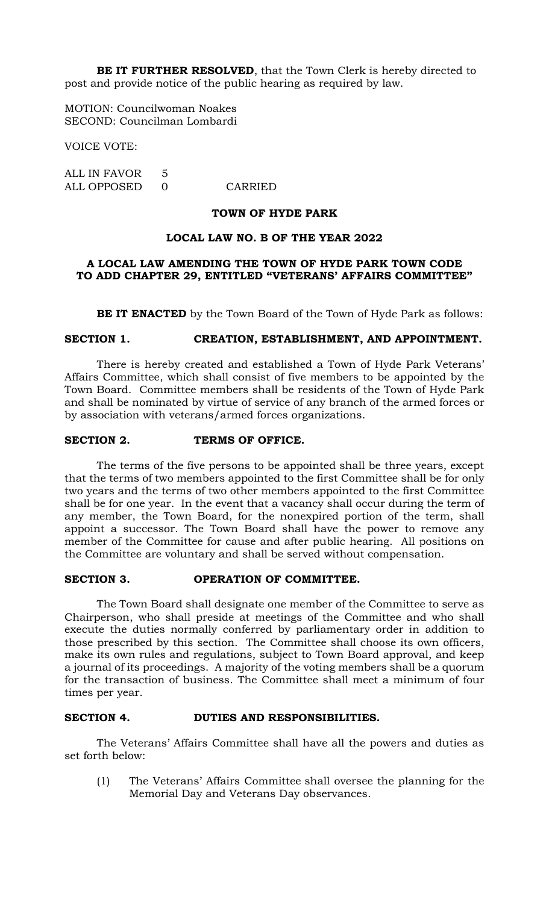**BE IT FURTHER RESOLVED**, that the Town Clerk is hereby directed to post and provide notice of the public hearing as required by law.

MOTION: Councilwoman Noakes
SECOND: Councilman Lombardi

VOICE VOTE:

ALL IN FAVOR 5
ALL OPPOSED 0 CARRIED

**TOWN OF HYDE PARK**

**LOCAL LAW NO. B OF THE YEAR 2022**

**A LOCAL LAW AMENDING THE TOWN OF HYDE PARK TOWN CODE TO ADD CHAPTER 29, ENTITLED "VETERANS' AFFAIRS COMMITTEE"**

**BE IT ENACTED** by the Town Board of the Town of Hyde Park as follows:

**SECTION 1. CREATION, ESTABLISHMENT, AND APPOINTMENT.**

There is hereby created and established a Town of Hyde Park Veterans' Affairs Committee, which shall consist of five members to be appointed by the Town Board. Committee members shall be residents of the Town of Hyde Park and shall be nominated by virtue of service of any branch of the armed forces or by association with veterans/armed forces organizations.

**SECTION 2. TERMS OF OFFICE.**

The terms of the five persons to be appointed shall be three years, except that the terms of two members appointed to the first Committee shall be for only two years and the terms of two other members appointed to the first Committee shall be for one year. In the event that a vacancy shall occur during the term of any member, the Town Board, for the nonexpired portion of the term, shall appoint a successor. The Town Board shall have the power to remove any member of the Committee for cause and after public hearing. All positions on the Committee are voluntary and shall be served without compensation.

**SECTION 3. OPERATION OF COMMITTEE.**

The Town Board shall designate one member of the Committee to serve as Chairperson, who shall preside at meetings of the Committee and who shall execute the duties normally conferred by parliamentary order in addition to those prescribed by this section. The Committee shall choose its own officers, make its own rules and regulations, subject to Town Board approval, and keep a journal of its proceedings. A majority of the voting members shall be a quorum for the transaction of business. The Committee shall meet a minimum of four times per year.

**SECTION 4. DUTIES AND RESPONSIBILITIES.**

The Veterans' Affairs Committee shall have all the powers and duties as set forth below:

(1) The Veterans' Affairs Committee shall oversee the planning for the Memorial Day and Veterans Day observances.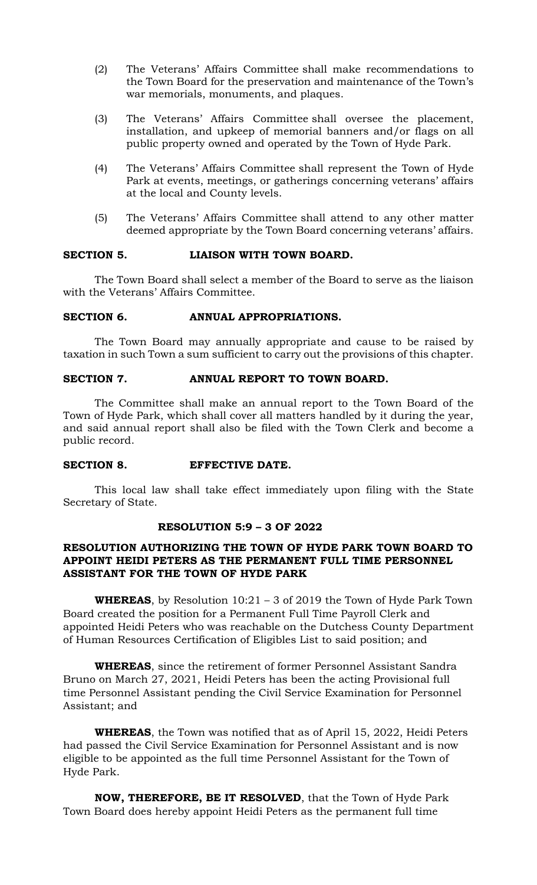(2) The Veterans' Affairs Committee shall make recommendations to the Town Board for the preservation and maintenance of the Town's war memorials, monuments, and plaques.

(3) The Veterans' Affairs Committee shall oversee the placement, installation, and upkeep of memorial banners and/or flags on all public property owned and operated by the Town of Hyde Park.

(4) The Veterans' Affairs Committee shall represent the Town of Hyde Park at events, meetings, or gatherings concerning veterans' affairs at the local and County levels.

(5) The Veterans' Affairs Committee shall attend to any other matter deemed appropriate by the Town Board concerning veterans' affairs.

**SECTION 5. LIAISON WITH TOWN BOARD.**

The Town Board shall select a member of the Board to serve as the liaison with the Veterans' Affairs Committee.

**SECTION 6. ANNUAL APPROPRIATIONS.**

The Town Board may annually appropriate and cause to be raised by taxation in such Town a sum sufficient to carry out the provisions of this chapter.

**SECTION 7. ANNUAL REPORT TO TOWN BOARD.**

The Committee shall make an annual report to the Town Board of the Town of Hyde Park, which shall cover all matters handled by it during the year, and said annual report shall also be filed with the Town Clerk and become a public record.

**SECTION 8. EFFECTIVE DATE.**

This local law shall take effect immediately upon filing with the State Secretary of State.

**RESOLUTION 5:9 – 3 OF 2022**

**RESOLUTION AUTHORIZING THE TOWN OF HYDE PARK TOWN BOARD TO APPOINT HEIDI PETERS AS THE PERMANENT FULL TIME PERSONNEL ASSISTANT FOR THE TOWN OF HYDE PARK**

**WHEREAS**, by Resolution 10:21 – 3 of 2019 the Town of Hyde Park Town Board created the position for a Permanent Full Time Payroll Clerk and appointed Heidi Peters who was reachable on the Dutchess County Department of Human Resources Certification of Eligibles List to said position; and

**WHEREAS**, since the retirement of former Personnel Assistant Sandra Bruno on March 27, 2021, Heidi Peters has been the acting Provisional full time Personnel Assistant pending the Civil Service Examination for Personnel Assistant; and

**WHEREAS**, the Town was notified that as of April 15, 2022, Heidi Peters had passed the Civil Service Examination for Personnel Assistant and is now eligible to be appointed as the full time Personnel Assistant for the Town of Hyde Park.

**NOW, THEREFORE, BE IT RESOLVED**, that the Town of Hyde Park Town Board does hereby appoint Heidi Peters as the permanent full time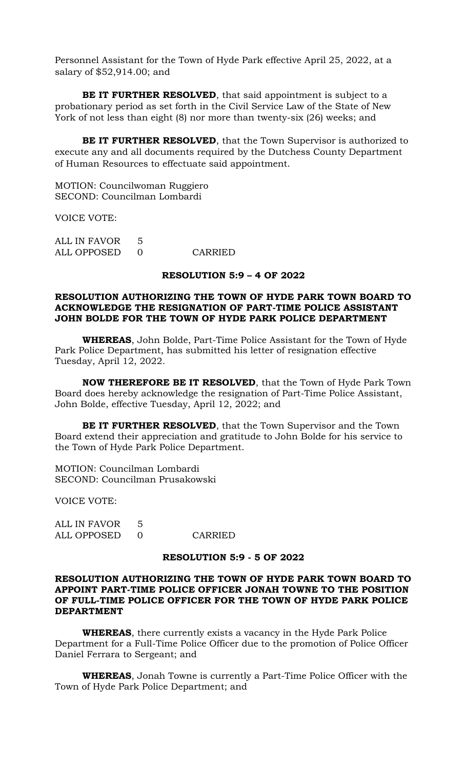Personnel Assistant for the Town of Hyde Park effective April 25, 2022, at a salary of $52,914.00; and

**BE IT FURTHER RESOLVED**, that said appointment is subject to a probationary period as set forth in the Civil Service Law of the State of New York of not less than eight (8) nor more than twenty-six (26) weeks; and

**BE IT FURTHER RESOLVED**, that the Town Supervisor is authorized to execute any and all documents required by the Dutchess County Department of Human Resources to effectuate said appointment.

MOTION: Councilwoman Ruggiero
SECOND: Councilman Lombardi

VOICE VOTE:

| ALL IN FAVOR | 5 | |
|---|---|---|
| ALL OPPOSED | 0 | CARRIED |

**RESOLUTION 5:9 – 4 OF 2022**

**RESOLUTION AUTHORIZING THE TOWN OF HYDE PARK TOWN BOARD TO ACKNOWLEDGE THE RESIGNATION OF PART-TIME POLICE ASSISTANT JOHN BOLDE FOR THE TOWN OF HYDE PARK POLICE DEPARTMENT**

**WHEREAS**, John Bolde, Part-Time Police Assistant for the Town of Hyde Park Police Department, has submitted his letter of resignation effective Tuesday, April 12, 2022.

**NOW THEREFORE BE IT RESOLVED**, that the Town of Hyde Park Town Board does hereby acknowledge the resignation of Part-Time Police Assistant, John Bolde, effective Tuesday, April 12, 2022; and

**BE IT FURTHER RESOLVED**, that the Town Supervisor and the Town Board extend their appreciation and gratitude to John Bolde for his service to the Town of Hyde Park Police Department.

MOTION: Councilman Lombardi
SECOND: Councilman Prusakowski

VOICE VOTE:

| ALL IN FAVOR | 5 | |
|---|---|---|
| ALL OPPOSED | 0 | CARRIED |

**RESOLUTION 5:9 - 5 OF 2022**

**RESOLUTION AUTHORIZING THE TOWN OF HYDE PARK TOWN BOARD TO APPOINT PART-TIME POLICE OFFICER JONAH TOWNE TO THE POSITION OF FULL-TIME POLICE OFFICER FOR THE TOWN OF HYDE PARK POLICE DEPARTMENT**

**WHEREAS**, there currently exists a vacancy in the Hyde Park Police Department for a Full-Time Police Officer due to the promotion of Police Officer Daniel Ferrara to Sergeant; and

**WHEREAS**, Jonah Towne is currently a Part-Time Police Officer with the Town of Hyde Park Police Department; and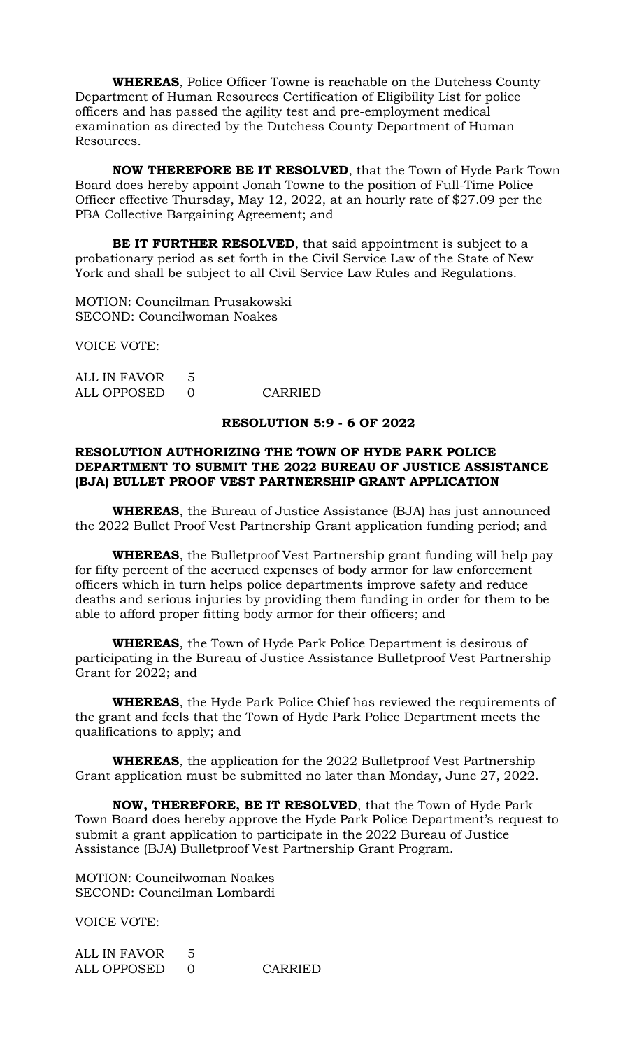**WHEREAS**, Police Officer Towne is reachable on the Dutchess County Department of Human Resources Certification of Eligibility List for police officers and has passed the agility test and pre-employment medical examination as directed by the Dutchess County Department of Human Resources.

**NOW THEREFORE BE IT RESOLVED**, that the Town of Hyde Park Town Board does hereby appoint Jonah Towne to the position of Full-Time Police Officer effective Thursday, May 12, 2022, at an hourly rate of $27.09 per the PBA Collective Bargaining Agreement; and

**BE IT FURTHER RESOLVED**, that said appointment is subject to a probationary period as set forth in the Civil Service Law of the State of New York and shall be subject to all Civil Service Law Rules and Regulations.

MOTION: Councilman Prusakowski
SECOND: Councilwoman Noakes

VOICE VOTE:

ALL IN FAVOR 5
ALL OPPOSED 0 CARRIED

**RESOLUTION 5:9 - 6 OF 2022**

**RESOLUTION AUTHORIZING THE TOWN OF HYDE PARK POLICE DEPARTMENT TO SUBMIT THE 2022 BUREAU OF JUSTICE ASSISTANCE (BJA) BULLET PROOF VEST PARTNERSHIP GRANT APPLICATION**

**WHEREAS**, the Bureau of Justice Assistance (BJA) has just announced the 2022 Bullet Proof Vest Partnership Grant application funding period; and

**WHEREAS**, the Bulletproof Vest Partnership grant funding will help pay for fifty percent of the accrued expenses of body armor for law enforcement officers which in turn helps police departments improve safety and reduce deaths and serious injuries by providing them funding in order for them to be able to afford proper fitting body armor for their officers; and

**WHEREAS**, the Town of Hyde Park Police Department is desirous of participating in the Bureau of Justice Assistance Bulletproof Vest Partnership Grant for 2022; and

**WHEREAS**, the Hyde Park Police Chief has reviewed the requirements of the grant and feels that the Town of Hyde Park Police Department meets the qualifications to apply; and

**WHEREAS**, the application for the 2022 Bulletproof Vest Partnership Grant application must be submitted no later than Monday, June 27, 2022.

**NOW, THEREFORE, BE IT RESOLVED**, that the Town of Hyde Park Town Board does hereby approve the Hyde Park Police Department's request to submit a grant application to participate in the 2022 Bureau of Justice Assistance (BJA) Bulletproof Vest Partnership Grant Program.

MOTION: Councilwoman Noakes
SECOND: Councilman Lombardi

VOICE VOTE:

ALL IN FAVOR 5
ALL OPPOSED 0 CARRIED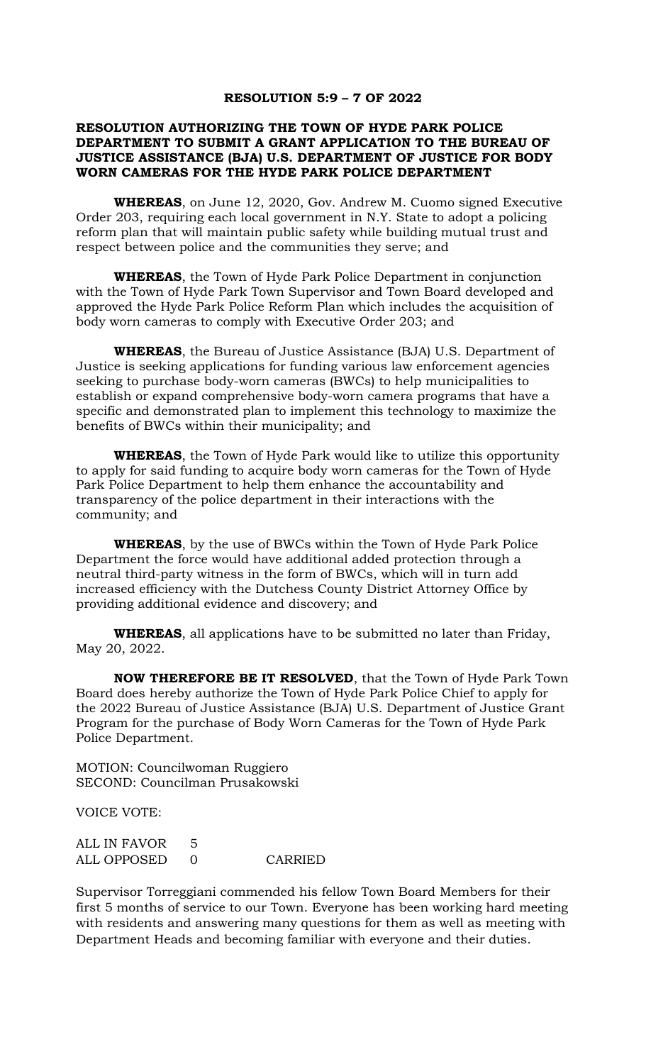## RESOLUTION 5:9 – 7 OF 2022

### RESOLUTION AUTHORIZING THE TOWN OF HYDE PARK POLICE DEPARTMENT TO SUBMIT A GRANT APPLICATION TO THE BUREAU OF JUSTICE ASSISTANCE (BJA) U.S. DEPARTMENT OF JUSTICE FOR BODY WORN CAMERAS FOR THE HYDE PARK POLICE DEPARTMENT

**WHEREAS**, on June 12, 2020, Gov. Andrew M. Cuomo signed Executive Order 203, requiring each local government in N.Y. State to adopt a policing reform plan that will maintain public safety while building mutual trust and respect between police and the communities they serve; and

**WHEREAS**, the Town of Hyde Park Police Department in conjunction with the Town of Hyde Park Town Supervisor and Town Board developed and approved the Hyde Park Police Reform Plan which includes the acquisition of body worn cameras to comply with Executive Order 203; and

**WHEREAS**, the Bureau of Justice Assistance (BJA) U.S. Department of Justice is seeking applications for funding various law enforcement agencies seeking to purchase body-worn cameras (BWCs) to help municipalities to establish or expand comprehensive body-worn camera programs that have a specific and demonstrated plan to implement this technology to maximize the benefits of BWCs within their municipality; and

**WHEREAS**, the Town of Hyde Park would like to utilize this opportunity to apply for said funding to acquire body worn cameras for the Town of Hyde Park Police Department to help them enhance the accountability and transparency of the police department in their interactions with the community; and

**WHEREAS**, by the use of BWCs within the Town of Hyde Park Police Department the force would have additional added protection through a neutral third-party witness in the form of BWCs, which will in turn add increased efficiency with the Dutchess County District Attorney Office by providing additional evidence and discovery; and

**WHEREAS**, all applications have to be submitted no later than Friday, May 20, 2022.

**NOW THEREFORE BE IT RESOLVED**, that the Town of Hyde Park Town Board does hereby authorize the Town of Hyde Park Police Chief to apply for the 2022 Bureau of Justice Assistance (BJA) U.S. Department of Justice Grant Program for the purchase of Body Worn Cameras for the Town of Hyde Park Police Department.

MOTION: Councilwoman Ruggiero
SECOND: Councilman Prusakowski

VOICE VOTE:

ALL IN FAVOR 5
ALL OPPOSED 0 CARRIED

Supervisor Torreggiani commended his fellow Town Board Members for their first 5 months of service to our Town. Everyone has been working hard meeting with residents and answering many questions for them as well as meeting with Department Heads and becoming familiar with everyone and their duties.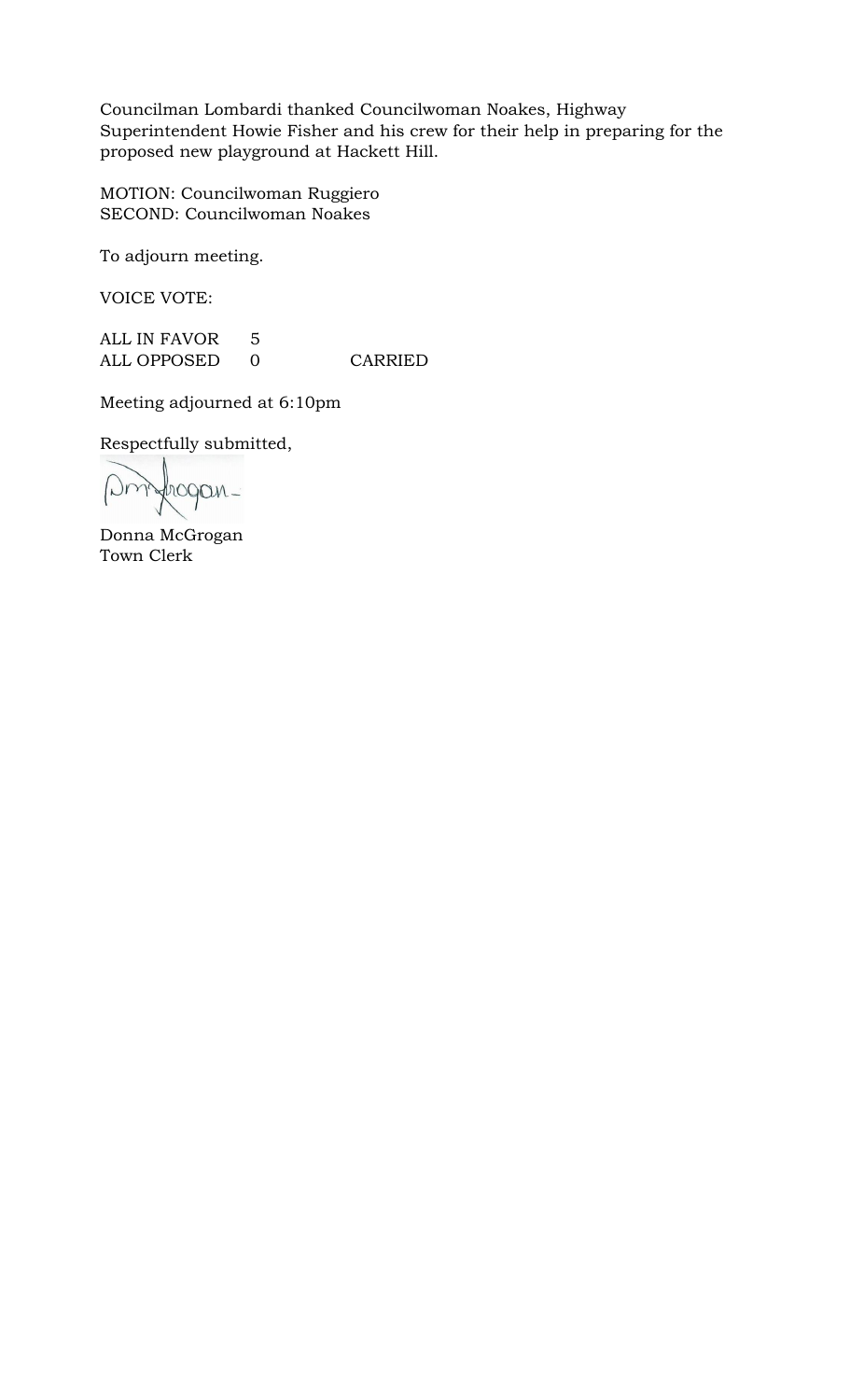Councilman Lombardi thanked Councilwoman Noakes, Highway Superintendent Howie Fisher and his crew for their help in preparing for the proposed new playground at Hackett Hill.

MOTION: Councilwoman Ruggiero
SECOND: Councilwoman Noakes

To adjourn meeting.

VOICE VOTE:

| | | |
|---|---|---|
| ALL IN FAVOR | 5 | |
| ALL OPPOSED | 0 | CARRIED |

Meeting adjourned at 6:10pm

Respectfully submitted,

Donna McGrogan
Town Clerk